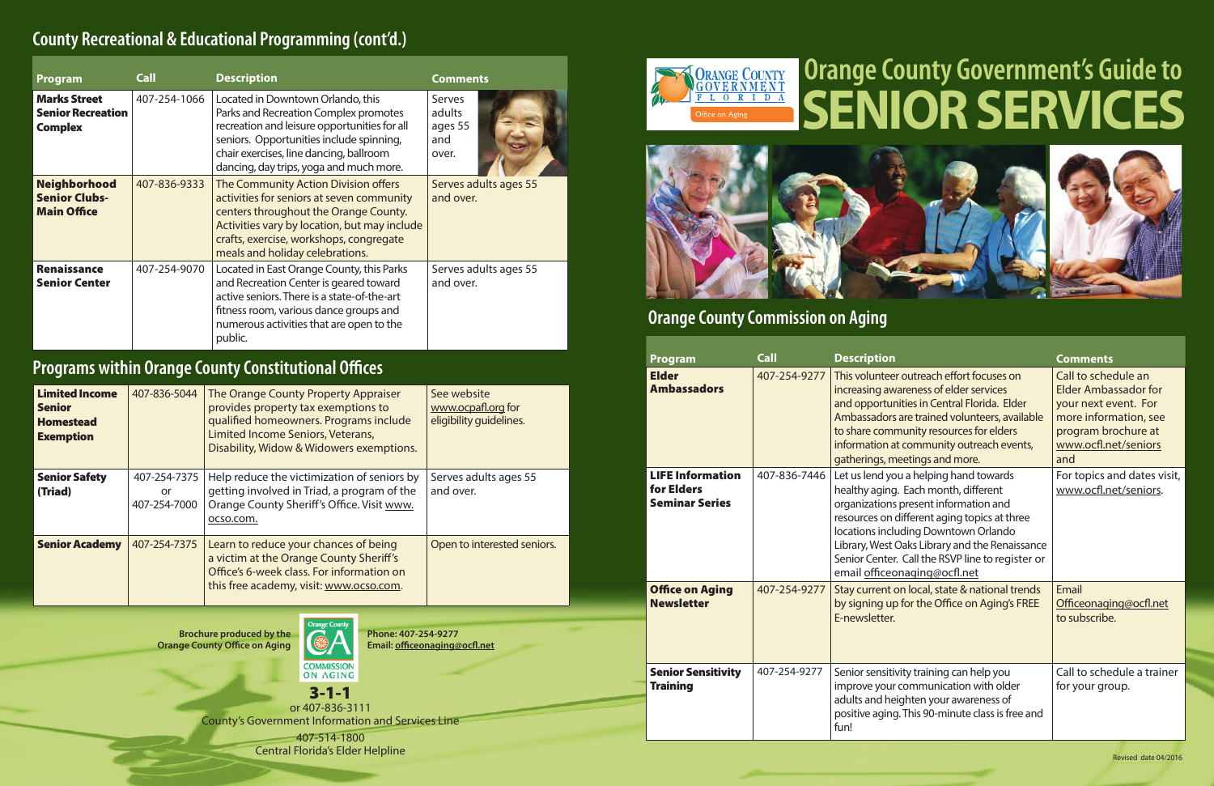## County Recreational & Educational Programming (cont'd.)

| Program | Call | Description | Comments |
|---|---|---|---|
| **Marks Street Senior Recreation Complex** | 407-254-1066 | Located in Downtown Orlando, this Parks and Recreation Complex promotes recreation and leisure opportunities for all seniors. Opportunities include spinning, chair exercises, line dancing, ballroom dancing, day trips, yoga and much more. | Serves adults ages 55 and over. |
| **Neighborhood Senior Clubs- Main Office** | 407-836-9333 | The Community Action Division offers activities for seniors at seven community centers throughout the Orange County. Activities vary by location, but may include crafts, exercise, workshops, congregate meals and holiday celebrations. | Serves adults ages 55 and over. |
| **Renaissance Senior Center** | 407-254-9070 | Located in East Orange County, this Parks and Recreation Center is geared toward active seniors. There is a state-of-the-art fitness room, various dance groups and numerous activities that are open to the public. | Serves adults ages 55 and over. |

## Programs within Orange County Constitutional Offices

| Program | Call | Description | Comments |
|---|---|---|---|
| **Limited Income Senior Homestead Exemption** | 407-836-5044 | The Orange County Property Appraiser provides property tax exemptions to qualified homeowners. Programs include Limited Income Seniors, Veterans, Disability, Widow & Widowers exemptions. | See website www.ocpafl.org for eligibility guidelines. |
| **Senior Safety (Triad)** | 407-254-7375 or 407-254-7000 | Help reduce the victimization of seniors by getting involved in Triad, a program of the Orange County Sheriff's Office. Visit www.ocso.com. | Serves adults ages 55 and over. |
| **Senior Academy** | 407-254-7375 | Learn to reduce your chances of being a victim at the Orange County Sheriff's Office's 6-week class. For information on this free academy, visit: www.ocso.com. | Open to interested seniors. |

Brochure produced by the Orange County Office on Aging

Phone: 407-254-9277
Email: officeonaging@ocfl.net

**3-1-1**
or 407-836-3111
County's Government Information and Services Line

407-514-1800
Central Florida's Elder Helpline

Orange County Government Florida — Office on Aging

# Orange County Government's Guide to SENIOR SERVICES

## Orange County Commission on Aging

| Program | Call | Description | Comments |
|---|---|---|---|
| **Elder Ambassadors** | 407-254-9277 | This volunteer outreach effort focuses on increasing awareness of elder services and opportunities in Central Florida. Elder Ambassadors are trained volunteers, available to share community resources for elders information at community outreach events, gatherings, meetings and more. | Call to schedule an Elder Ambassador for your next event. For more information, see program brochure at www.ocfl.net/seniors and |
| **LIFE Information for Elders Seminar Series** | 407-836-7446 | Let us lend you a helping hand towards healthy aging. Each month, different organizations present information and resources on different aging topics at three locations including Downtown Orlando Library, West Oaks Library and the Renaissance Senior Center. Call the RSVP line to register or email officeonaging@ocfl.net | For topics and dates visit, www.ocfl.net/seniors. |
| **Office on Aging Newsletter** | 407-254-9277 | Stay current on local, state & national trends by signing up for the Office on Aging's FREE E-newsletter. | Email Officeonaging@ocfl.net to subscribe. |
| **Senior Sensitivity Training** | 407-254-9277 | Senior sensitivity training can help you improve your communication with older adults and heighten your awareness of positive aging. This 90-minute class is free and fun! | Call to schedule a trainer for your group. |

Revised date 04/2016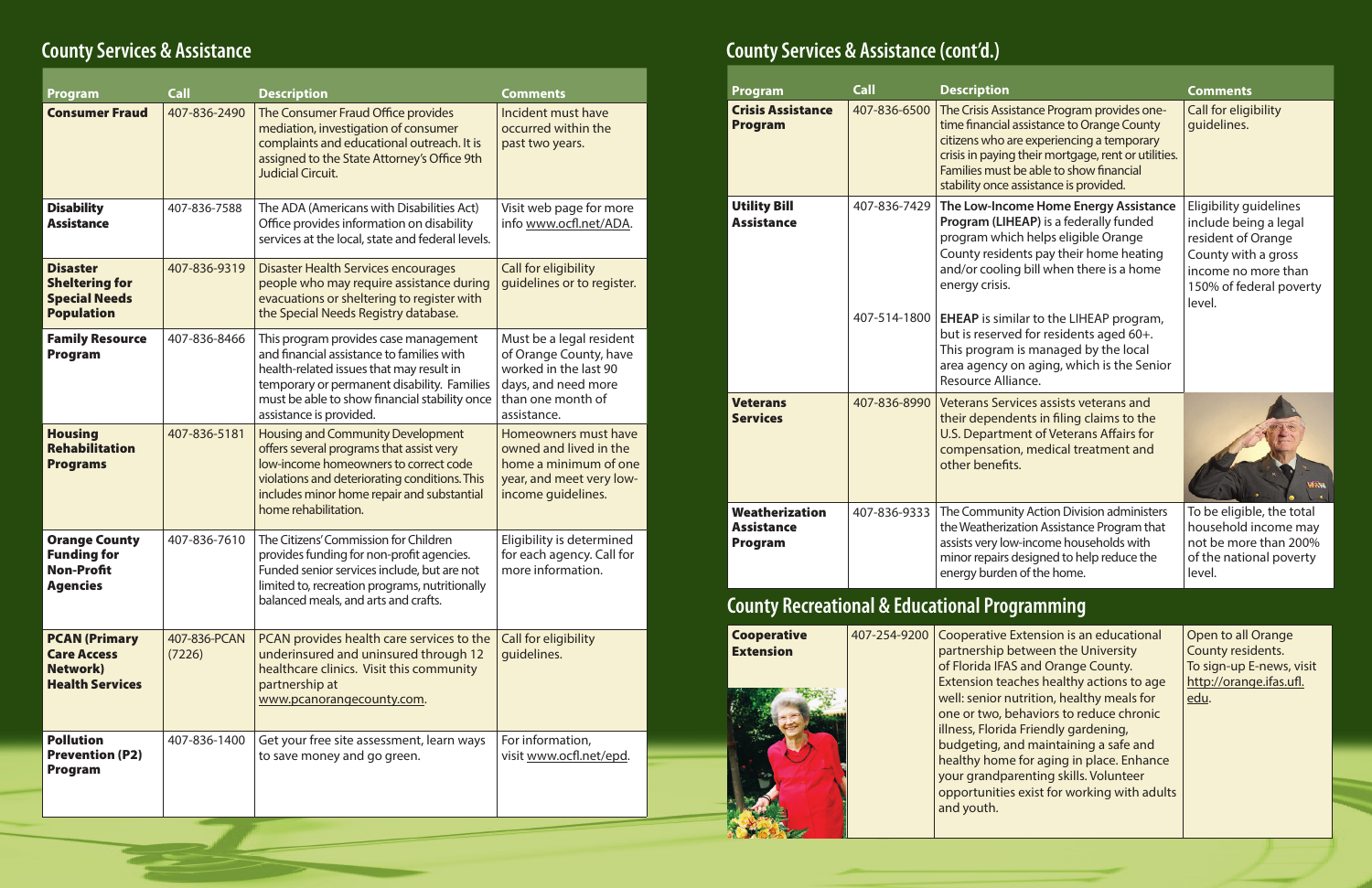## County Services & Assistance

| Program | Call | Description | Comments |
|---|---|---|---|
| **Consumer Fraud** | 407-836-2490 | The Consumer Fraud Office provides mediation, investigation of consumer complaints and educational outreach. It is assigned to the State Attorney's Office 9th Judicial Circuit. | Incident must have occurred within the past two years. |
| **Disability Assistance** | 407-836-7588 | The ADA (Americans with Disabilities Act) Office provides information on disability services at the local, state and federal levels. | Visit web page for more info www.ocfl.net/ADA. |
| **Disaster Sheltering for Special Needs Population** | 407-836-9319 | Disaster Health Services encourages people who may require assistance during evacuations or sheltering to register with the Special Needs Registry database. | Call for eligibility guidelines or to register. |
| **Family Resource Program** | 407-836-8466 | This program provides case management and financial assistance to families with health-related issues that may result in temporary or permanent disability. Families must be able to show financial stability once assistance is provided. | Must be a legal resident of Orange County, have worked in the last 90 days, and need more than one month of assistance. |
| **Housing Rehabilitation Programs** | 407-836-5181 | Housing and Community Development offers several programs that assist very low-income homeowners to correct code violations and deteriorating conditions. This includes minor home repair and substantial home rehabilitation. | Homeowners must have owned and lived in the home a minimum of one year, and meet very low-income guidelines. |
| **Orange County Funding for Non-Profit Agencies** | 407-836-7610 | The Citizens' Commission for Children provides funding for non-profit agencies. Funded senior services include, but are not limited to, recreation programs, nutritionally balanced meals, and arts and crafts. | Eligibility is determined for each agency. Call for more information. |
| **PCAN (Primary Care Access Network) Health Services** | 407-836-PCAN (7226) | PCAN provides health care services to the underinsured and uninsured through 12 healthcare clinics. Visit this community partnership at www.pcanorangecounty.com. | Call for eligibility guidelines. |
| **Pollution Prevention (P2) Program** | 407-836-1400 | Get your free site assessment, learn ways to save money and go green. | For information, visit www.ocfl.net/epd. |

## County Services & Assistance (cont'd.)

| Program | Call | Description | Comments |
|---|---|---|---|
| **Crisis Assistance Program** | 407-836-6500 | The Crisis Assistance Program provides one-time financial assistance to Orange County citizens who are experiencing a temporary crisis in paying their mortgage, rent or utilities. Families must be able to show financial stability once assistance is provided. | Call for eligibility guidelines. |
| **Utility Bill Assistance** | 407-836-7429 | **The Low-Income Home Energy Assistance Program (LIHEAP)** is a federally funded program which helps eligible Orange County residents pay their home heating and/or cooling bill when there is a home energy crisis. | Eligibility guidelines include being a legal resident of Orange County with a gross income no more than 150% of federal poverty level. |
| | 407-514-1800 | **EHEAP** is similar to the LIHEAP program, but is reserved for residents aged 60+. This program is managed by the local area agency on aging, which is the Senior Resource Alliance. | |
| **Veterans Services** | 407-836-8990 | Veterans Services assists veterans and their dependents in filing claims to the U.S. Department of Veterans Affairs for compensation, medical treatment and other benefits. | |
| **Weatherization Assistance Program** | 407-836-9333 | The Community Action Division administers the Weatherization Assistance Program that assists very low-income households with minor repairs designed to help reduce the energy burden of the home. | To be eligible, the total household income may not be more than 200% of the national poverty level. |

## County Recreational & Educational Programming

| | | | |
|---|---|---|---|
| **Cooperative Extension** | 407-254-9200 | Cooperative Extension is an educational partnership between the University of Florida IFAS and Orange County. Extension teaches healthy actions to age well: senior nutrition, healthy meals for one or two, behaviors to reduce chronic illness, Florida Friendly gardening, budgeting, and maintaining a safe and healthy home for aging in place. Enhance your grandparenting skills. Volunteer opportunities exist for working with adults and youth. | Open to all Orange County residents. To sign-up E-news, visit http://orange.ifas.ufl.edu. |